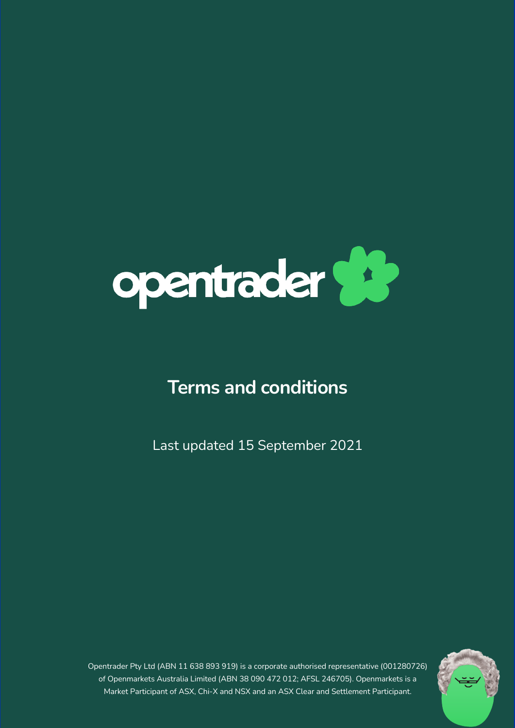opentrader

# Terms and conditions

Last updated 15 September 2021

Opentrader Pty Ltd (ABN 11 638 893 919) is a corporate authorised representative (001280726) of Openmarkets Australia Limited (ABN 38 090 472 012; AFSL 246705). Openmarkets is a Market Participant of ASX, Chi-X and NSX and an ASX Clear and Settlement Participant.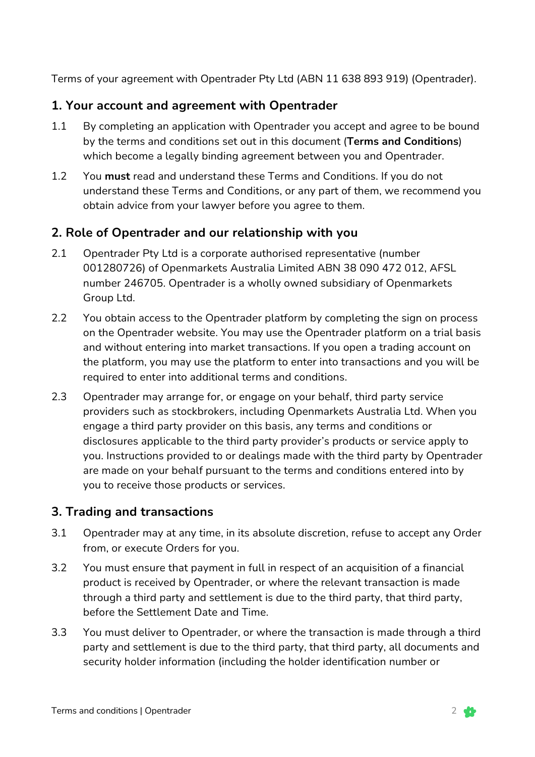Terms of your agreement with Opentrader Pty Ltd (ABN 11 638 893 919) (Opentrader).

## 1. Your account and agreement with Opentrader

1.1 By completing an application with Opentrader you accept and agree to be bound by the terms and conditions set out in this document (**Terms and Conditions**) which become a legally binding agreement between you and Opentrader.

1.2 You **must** read and understand these Terms and Conditions. If you do not understand these Terms and Conditions, or any part of them, we recommend you obtain advice from your lawyer before you agree to them.

## 2. Role of Opentrader and our relationship with you

2.1 Opentrader Pty Ltd is a corporate authorised representative (number 001280726) of Openmarkets Australia Limited ABN 38 090 472 012, AFSL number 246705. Opentrader is a wholly owned subsidiary of Openmarkets Group Ltd.

2.2 You obtain access to the Opentrader platform by completing the sign on process on the Opentrader website. You may use the Opentrader platform on a trial basis and without entering into market transactions. If you open a trading account on the platform, you may use the platform to enter into transactions and you will be required to enter into additional terms and conditions.

2.3 Opentrader may arrange for, or engage on your behalf, third party service providers such as stockbrokers, including Openmarkets Australia Ltd. When you engage a third party provider on this basis, any terms and conditions or disclosures applicable to the third party provider's products or service apply to you. Instructions provided to or dealings made with the third party by Opentrader are made on your behalf pursuant to the terms and conditions entered into by you to receive those products or services.

## 3. Trading and transactions

3.1 Opentrader may at any time, in its absolute discretion, refuse to accept any Order from, or execute Orders for you.

3.2 You must ensure that payment in full in respect of an acquisition of a financial product is received by Opentrader, or where the relevant transaction is made through a third party and settlement is due to the third party, that third party, before the Settlement Date and Time.

3.3 You must deliver to Opentrader, or where the transaction is made through a third party and settlement is due to the third party, that third party, all documents and security holder information (including the holder identification number or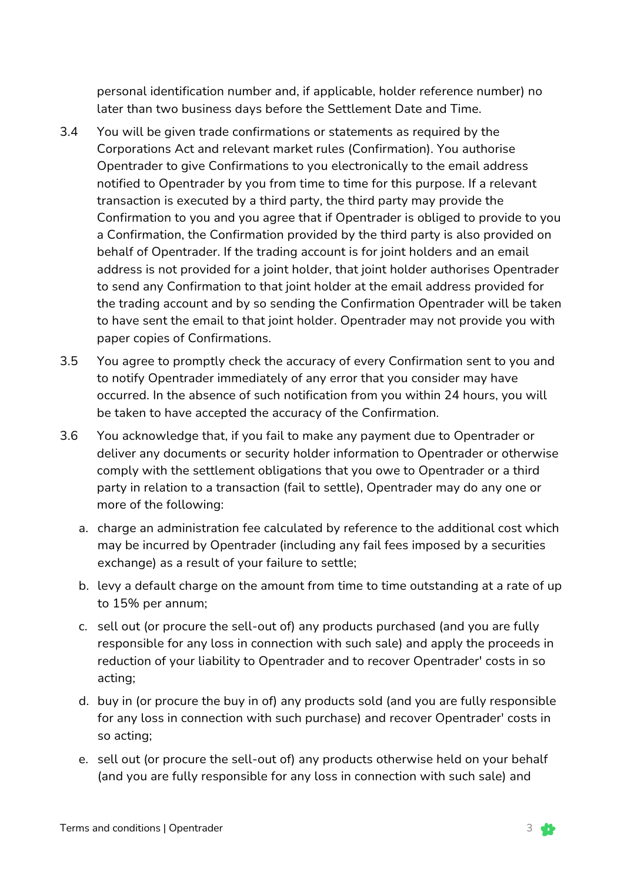personal identification number and, if applicable, holder reference number) no later than two business days before the Settlement Date and Time.

3.4 You will be given trade confirmations or statements as required by the Corporations Act and relevant market rules (Confirmation). You authorise Opentrader to give Confirmations to you electronically to the email address notified to Opentrader by you from time to time for this purpose. If a relevant transaction is executed by a third party, the third party may provide the Confirmation to you and you agree that if Opentrader is obliged to provide to you a Confirmation, the Confirmation provided by the third party is also provided on behalf of Opentrader. If the trading account is for joint holders and an email address is not provided for a joint holder, that joint holder authorises Opentrader to send any Confirmation to that joint holder at the email address provided for the trading account and by so sending the Confirmation Opentrader will be taken to have sent the email to that joint holder. Opentrader may not provide you with paper copies of Confirmations.

3.5 You agree to promptly check the accuracy of every Confirmation sent to you and to notify Opentrader immediately of any error that you consider may have occurred. In the absence of such notification from you within 24 hours, you will be taken to have accepted the accuracy of the Confirmation.

3.6 You acknowledge that, if you fail to make any payment due to Opentrader or deliver any documents or security holder information to Opentrader or otherwise comply with the settlement obligations that you owe to Opentrader or a third party in relation to a transaction (fail to settle), Opentrader may do any one or more of the following:

a. charge an administration fee calculated by reference to the additional cost which may be incurred by Opentrader (including any fail fees imposed by a securities exchange) as a result of your failure to settle;

b. levy a default charge on the amount from time to time outstanding at a rate of up to 15% per annum;

c. sell out (or procure the sell-out of) any products purchased (and you are fully responsible for any loss in connection with such sale) and apply the proceeds in reduction of your liability to Opentrader and to recover Opentrader' costs in so acting;

d. buy in (or procure the buy in of) any products sold (and you are fully responsible for any loss in connection with such purchase) and recover Opentrader' costs in so acting;

e. sell out (or procure the sell-out of) any products otherwise held on your behalf (and you are fully responsible for any loss in connection with such sale) and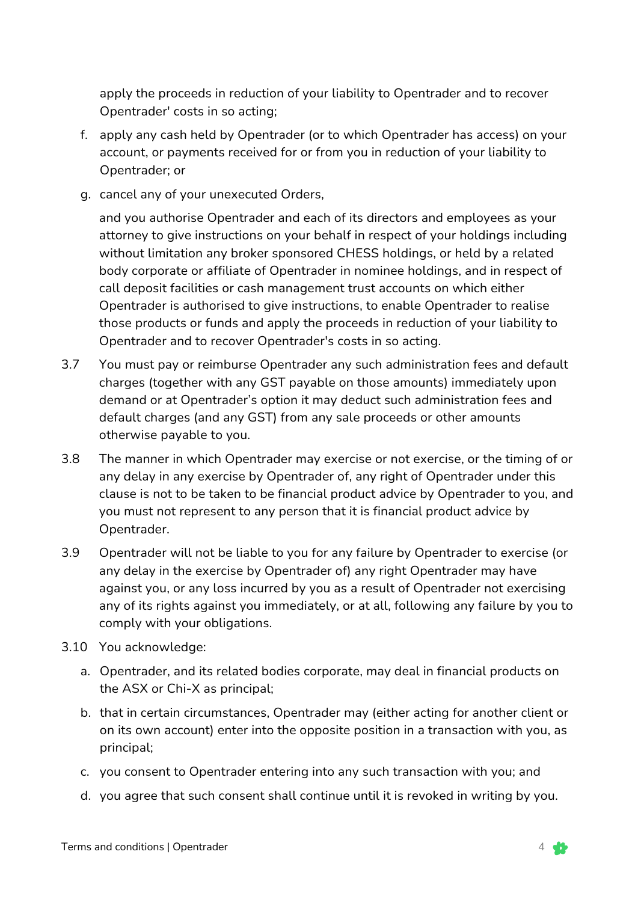apply the proceeds in reduction of your liability to Opentrader and to recover Opentrader' costs in so acting;

f. apply any cash held by Opentrader (or to which Opentrader has access) on your account, or payments received for or from you in reduction of your liability to Opentrader; or

g. cancel any of your unexecuted Orders,

and you authorise Opentrader and each of its directors and employees as your attorney to give instructions on your behalf in respect of your holdings including without limitation any broker sponsored CHESS holdings, or held by a related body corporate or affiliate of Opentrader in nominee holdings, and in respect of call deposit facilities or cash management trust accounts on which either Opentrader is authorised to give instructions, to enable Opentrader to realise those products or funds and apply the proceeds in reduction of your liability to Opentrader and to recover Opentrader's costs in so acting.

3.7 You must pay or reimburse Opentrader any such administration fees and default charges (together with any GST payable on those amounts) immediately upon demand or at Opentrader's option it may deduct such administration fees and default charges (and any GST) from any sale proceeds or other amounts otherwise payable to you.

3.8 The manner in which Opentrader may exercise or not exercise, or the timing of or any delay in any exercise by Opentrader of, any right of Opentrader under this clause is not to be taken to be financial product advice by Opentrader to you, and you must not represent to any person that it is financial product advice by Opentrader.

3.9 Opentrader will not be liable to you for any failure by Opentrader to exercise (or any delay in the exercise by Opentrader of) any right Opentrader may have against you, or any loss incurred by you as a result of Opentrader not exercising any of its rights against you immediately, or at all, following any failure by you to comply with your obligations.

3.10 You acknowledge:

a. Opentrader, and its related bodies corporate, may deal in financial products on the ASX or Chi-X as principal;

b. that in certain circumstances, Opentrader may (either acting for another client or on its own account) enter into the opposite position in a transaction with you, as principal;

c. you consent to Opentrader entering into any such transaction with you; and

d. you agree that such consent shall continue until it is revoked in writing by you.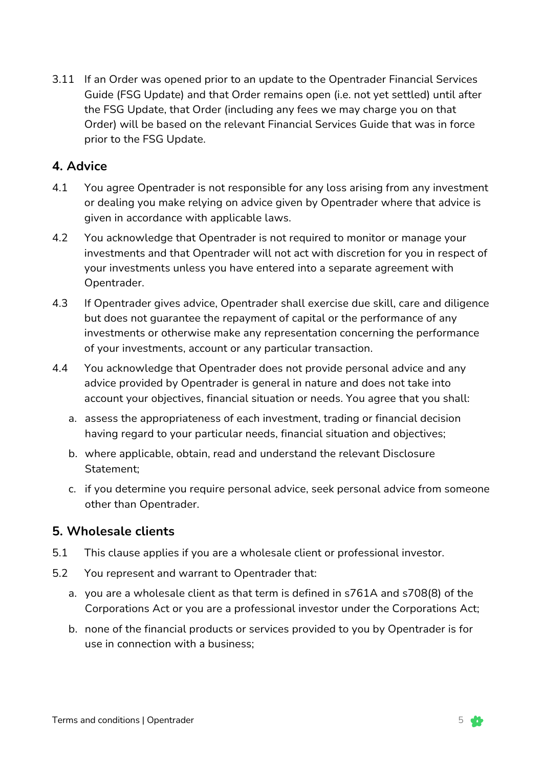3.11 If an Order was opened prior to an update to the Opentrader Financial Services Guide (FSG Update) and that Order remains open (i.e. not yet settled) until after the FSG Update, that Order (including any fees we may charge you on that Order) will be based on the relevant Financial Services Guide that was in force prior to the FSG Update.

## 4. Advice

4.1 You agree Opentrader is not responsible for any loss arising from any investment or dealing you make relying on advice given by Opentrader where that advice is given in accordance with applicable laws.

4.2 You acknowledge that Opentrader is not required to monitor or manage your investments and that Opentrader will not act with discretion for you in respect of your investments unless you have entered into a separate agreement with Opentrader.

4.3 If Opentrader gives advice, Opentrader shall exercise due skill, care and diligence but does not guarantee the repayment of capital or the performance of any investments or otherwise make any representation concerning the performance of your investments, account or any particular transaction.

4.4 You acknowledge that Opentrader does not provide personal advice and any advice provided by Opentrader is general in nature and does not take into account your objectives, financial situation or needs. You agree that you shall:

a. assess the appropriateness of each investment, trading or financial decision having regard to your particular needs, financial situation and objectives;

b. where applicable, obtain, read and understand the relevant Disclosure Statement;

c. if you determine you require personal advice, seek personal advice from someone other than Opentrader.

## 5. Wholesale clients

5.1 This clause applies if you are a wholesale client or professional investor.

5.2 You represent and warrant to Opentrader that:

a. you are a wholesale client as that term is defined in s761A and s708(8) of the Corporations Act or you are a professional investor under the Corporations Act;

b. none of the financial products or services provided to you by Opentrader is for use in connection with a business;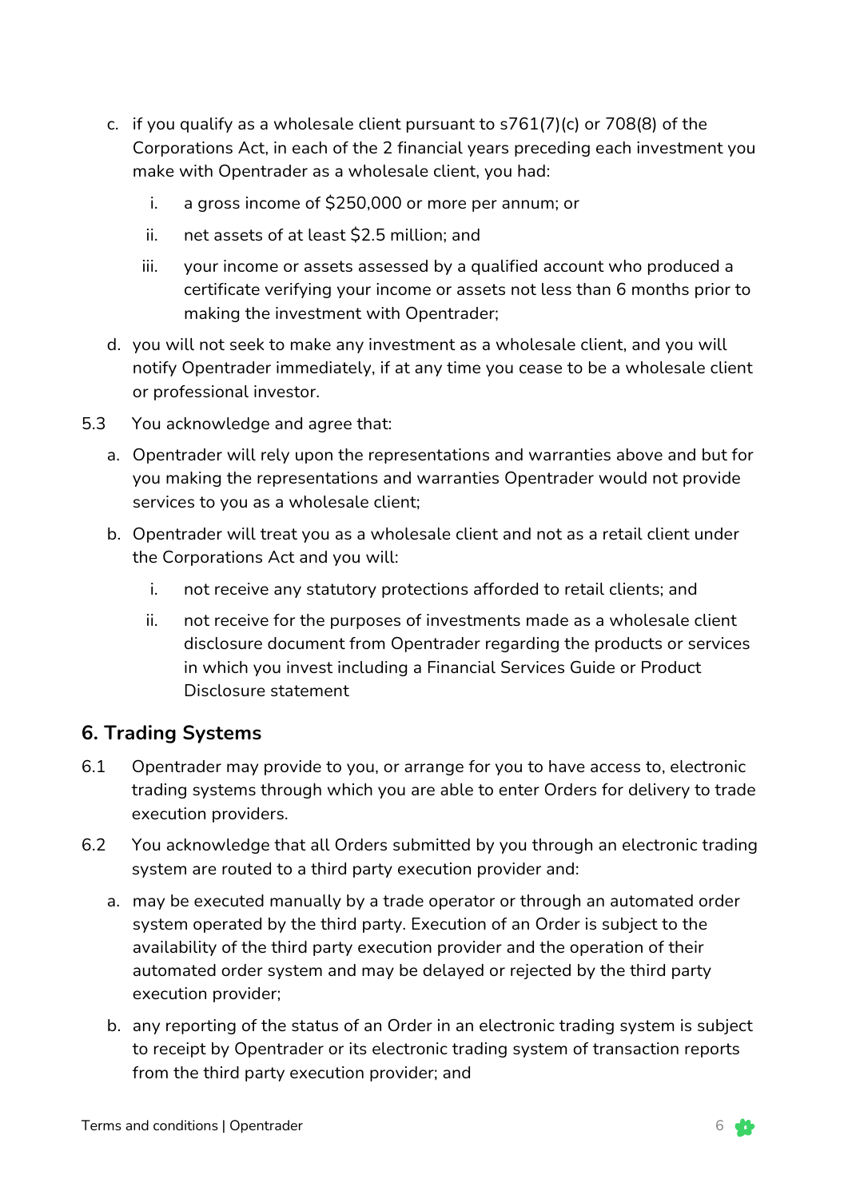c. if you qualify as a wholesale client pursuant to s761(7)(c) or 708(8) of the Corporations Act, in each of the 2 financial years preceding each investment you make with Opentrader as a wholesale client, you had:

   i. a gross income of $250,000 or more per annum; or

   ii. net assets of at least $2.5 million; and

   iii. your income or assets assessed by a qualified account who produced a certificate verifying your income or assets not less than 6 months prior to making the investment with Opentrader;

d. you will not seek to make any investment as a wholesale client, and you will notify Opentrader immediately, if at any time you cease to be a wholesale client or professional investor.

5.3 You acknowledge and agree that:

a. Opentrader will rely upon the representations and warranties above and but for you making the representations and warranties Opentrader would not provide services to you as a wholesale client;

b. Opentrader will treat you as a wholesale client and not as a retail client under the Corporations Act and you will:

   i. not receive any statutory protections afforded to retail clients; and

   ii. not receive for the purposes of investments made as a wholesale client disclosure document from Opentrader regarding the products or services in which you invest including a Financial Services Guide or Product Disclosure statement

## 6. Trading Systems

6.1 Opentrader may provide to you, or arrange for you to have access to, electronic trading systems through which you are able to enter Orders for delivery to trade execution providers.

6.2 You acknowledge that all Orders submitted by you through an electronic trading system are routed to a third party execution provider and:

a. may be executed manually by a trade operator or through an automated order system operated by the third party. Execution of an Order is subject to the availability of the third party execution provider and the operation of their automated order system and may be delayed or rejected by the third party execution provider;

b. any reporting of the status of an Order in an electronic trading system is subject to receipt by Opentrader or its electronic trading system of transaction reports from the third party execution provider; and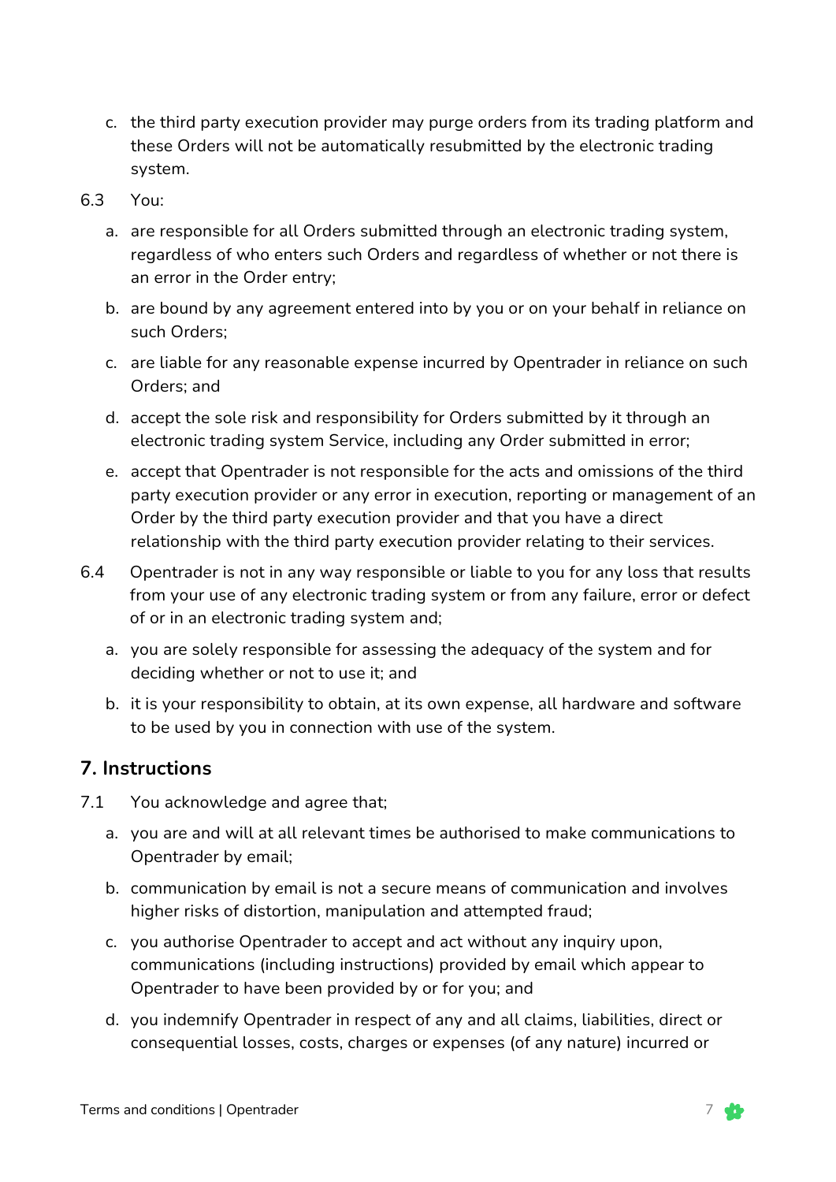c. the third party execution provider may purge orders from its trading platform and these Orders will not be automatically resubmitted by the electronic trading system.

6.3 You:

a. are responsible for all Orders submitted through an electronic trading system, regardless of who enters such Orders and regardless of whether or not there is an error in the Order entry;

b. are bound by any agreement entered into by you or on your behalf in reliance on such Orders;

c. are liable for any reasonable expense incurred by Opentrader in reliance on such Orders; and

d. accept the sole risk and responsibility for Orders submitted by it through an electronic trading system Service, including any Order submitted in error;

e. accept that Opentrader is not responsible for the acts and omissions of the third party execution provider or any error in execution, reporting or management of an Order by the third party execution provider and that you have a direct relationship with the third party execution provider relating to their services.

6.4 Opentrader is not in any way responsible or liable to you for any loss that results from your use of any electronic trading system or from any failure, error or defect of or in an electronic trading system and;

a. you are solely responsible for assessing the adequacy of the system and for deciding whether or not to use it; and

b. it is your responsibility to obtain, at its own expense, all hardware and software to be used by you in connection with use of the system.

## 7. Instructions

7.1 You acknowledge and agree that;

a. you are and will at all relevant times be authorised to make communications to Opentrader by email;

b. communication by email is not a secure means of communication and involves higher risks of distortion, manipulation and attempted fraud;

c. you authorise Opentrader to accept and act without any inquiry upon, communications (including instructions) provided by email which appear to Opentrader to have been provided by or for you; and

d. you indemnify Opentrader in respect of any and all claims, liabilities, direct or consequential losses, costs, charges or expenses (of any nature) incurred or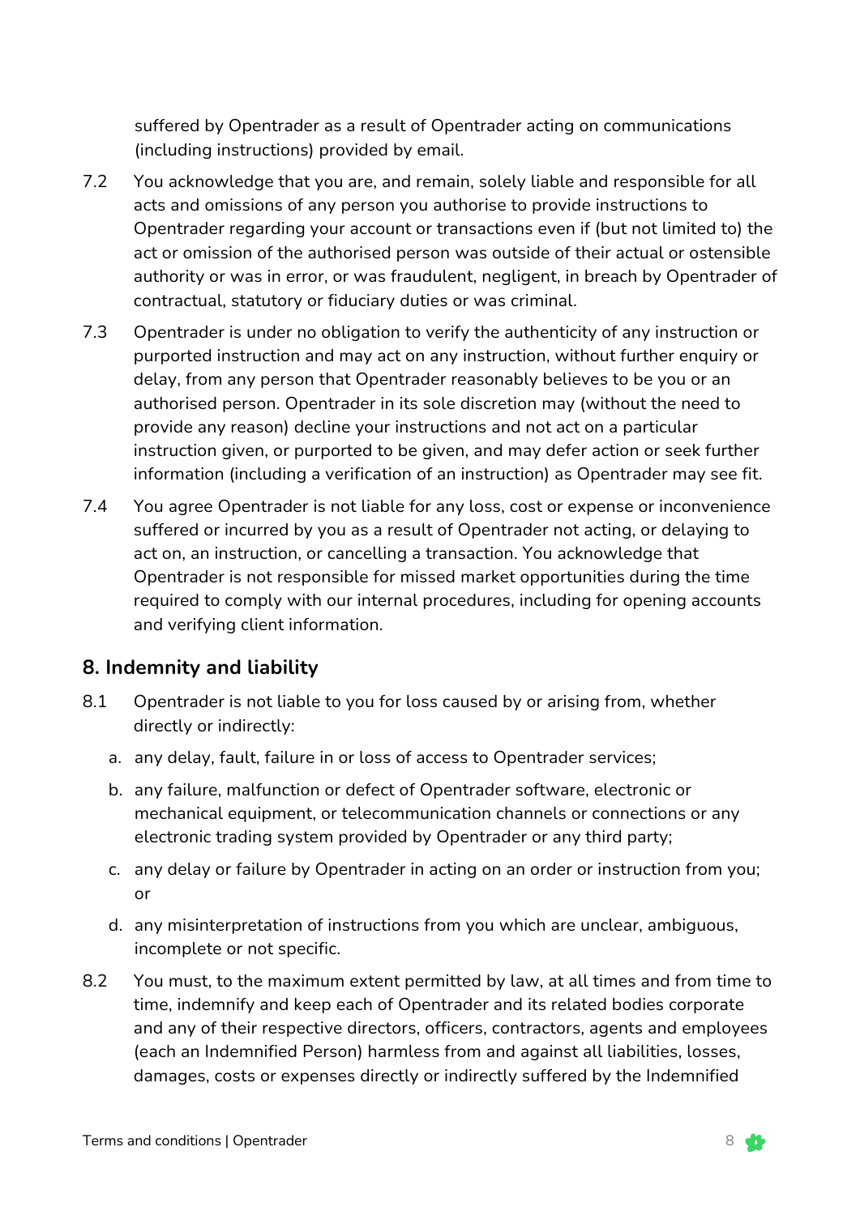suffered by Opentrader as a result of Opentrader acting on communications (including instructions) provided by email.

7.2 You acknowledge that you are, and remain, solely liable and responsible for all acts and omissions of any person you authorise to provide instructions to Opentrader regarding your account or transactions even if (but not limited to) the act or omission of the authorised person was outside of their actual or ostensible authority or was in error, or was fraudulent, negligent, in breach by Opentrader of contractual, statutory or fiduciary duties or was criminal.

7.3 Opentrader is under no obligation to verify the authenticity of any instruction or purported instruction and may act on any instruction, without further enquiry or delay, from any person that Opentrader reasonably believes to be you or an authorised person. Opentrader in its sole discretion may (without the need to provide any reason) decline your instructions and not act on a particular instruction given, or purported to be given, and may defer action or seek further information (including a verification of an instruction) as Opentrader may see fit.

7.4 You agree Opentrader is not liable for any loss, cost or expense or inconvenience suffered or incurred by you as a result of Opentrader not acting, or delaying to act on, an instruction, or cancelling a transaction. You acknowledge that Opentrader is not responsible for missed market opportunities during the time required to comply with our internal procedures, including for opening accounts and verifying client information.

## 8. Indemnity and liability

8.1 Opentrader is not liable to you for loss caused by or arising from, whether directly or indirectly:

a. any delay, fault, failure in or loss of access to Opentrader services;

b. any failure, malfunction or defect of Opentrader software, electronic or mechanical equipment, or telecommunication channels or connections or any electronic trading system provided by Opentrader or any third party;

c. any delay or failure by Opentrader in acting on an order or instruction from you; or

d. any misinterpretation of instructions from you which are unclear, ambiguous, incomplete or not specific.

8.2 You must, to the maximum extent permitted by law, at all times and from time to time, indemnify and keep each of Opentrader and its related bodies corporate and any of their respective directors, officers, contractors, agents and employees (each an Indemnified Person) harmless from and against all liabilities, losses, damages, costs or expenses directly or indirectly suffered by the Indemnified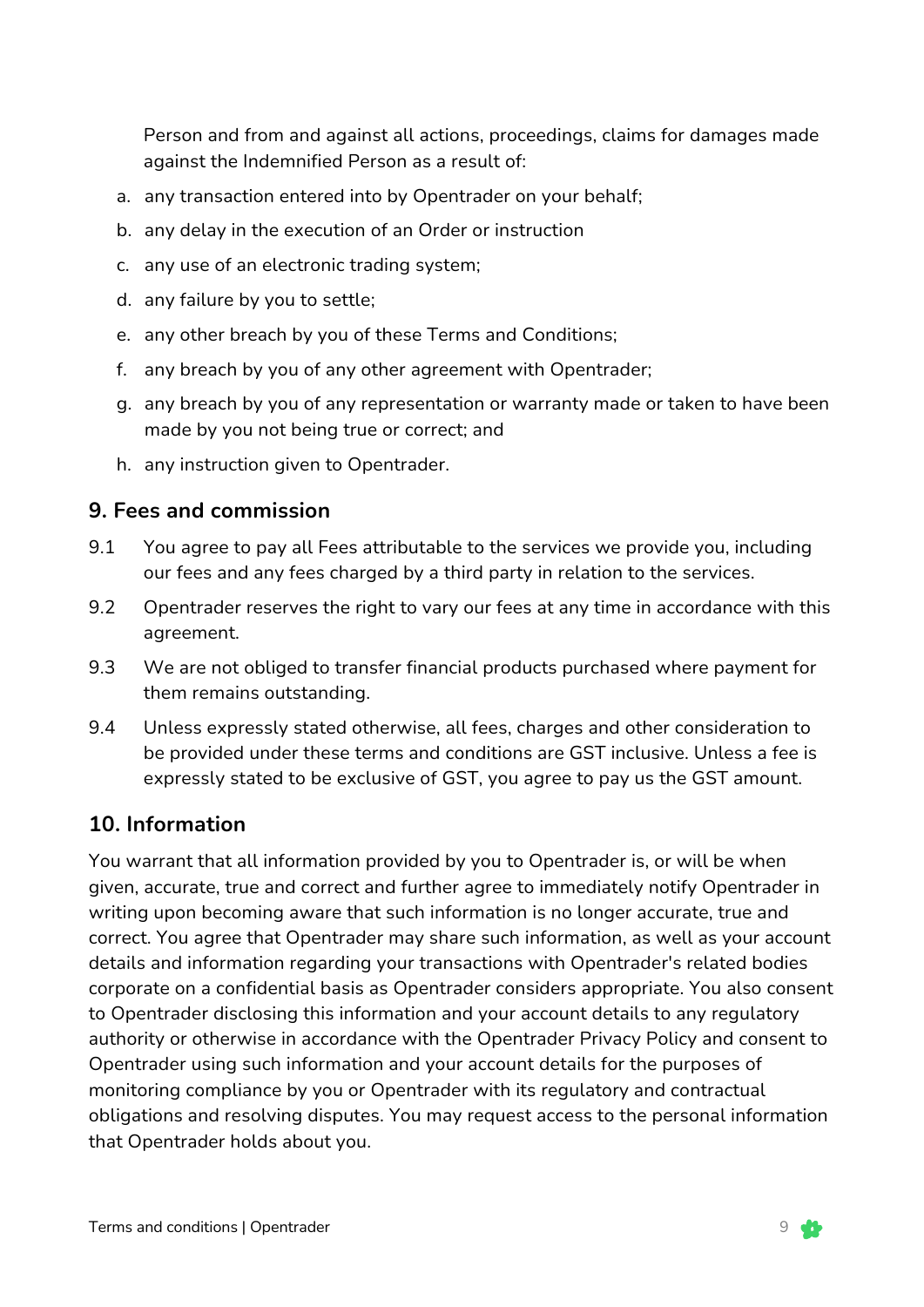Person and from and against all actions, proceedings, claims for damages made against the Indemnified Person as a result of:

a. any transaction entered into by Opentrader on your behalf;
b. any delay in the execution of an Order or instruction
c. any use of an electronic trading system;
d. any failure by you to settle;
e. any other breach by you of these Terms and Conditions;
f. any breach by you of any other agreement with Opentrader;
g. any breach by you of any representation or warranty made or taken to have been made by you not being true or correct; and
h. any instruction given to Opentrader.

## 9. Fees and commission

9.1 You agree to pay all Fees attributable to the services we provide you, including our fees and any fees charged by a third party in relation to the services.

9.2 Opentrader reserves the right to vary our fees at any time in accordance with this agreement.

9.3 We are not obliged to transfer financial products purchased where payment for them remains outstanding.

9.4 Unless expressly stated otherwise, all fees, charges and other consideration to be provided under these terms and conditions are GST inclusive. Unless a fee is expressly stated to be exclusive of GST, you agree to pay us the GST amount.

## 10. Information

You warrant that all information provided by you to Opentrader is, or will be when given, accurate, true and correct and further agree to immediately notify Opentrader in writing upon becoming aware that such information is no longer accurate, true and correct. You agree that Opentrader may share such information, as well as your account details and information regarding your transactions with Opentrader's related bodies corporate on a confidential basis as Opentrader considers appropriate. You also consent to Opentrader disclosing this information and your account details to any regulatory authority or otherwise in accordance with the Opentrader Privacy Policy and consent to Opentrader using such information and your account details for the purposes of monitoring compliance by you or Opentrader with its regulatory and contractual obligations and resolving disputes. You may request access to the personal information that Opentrader holds about you.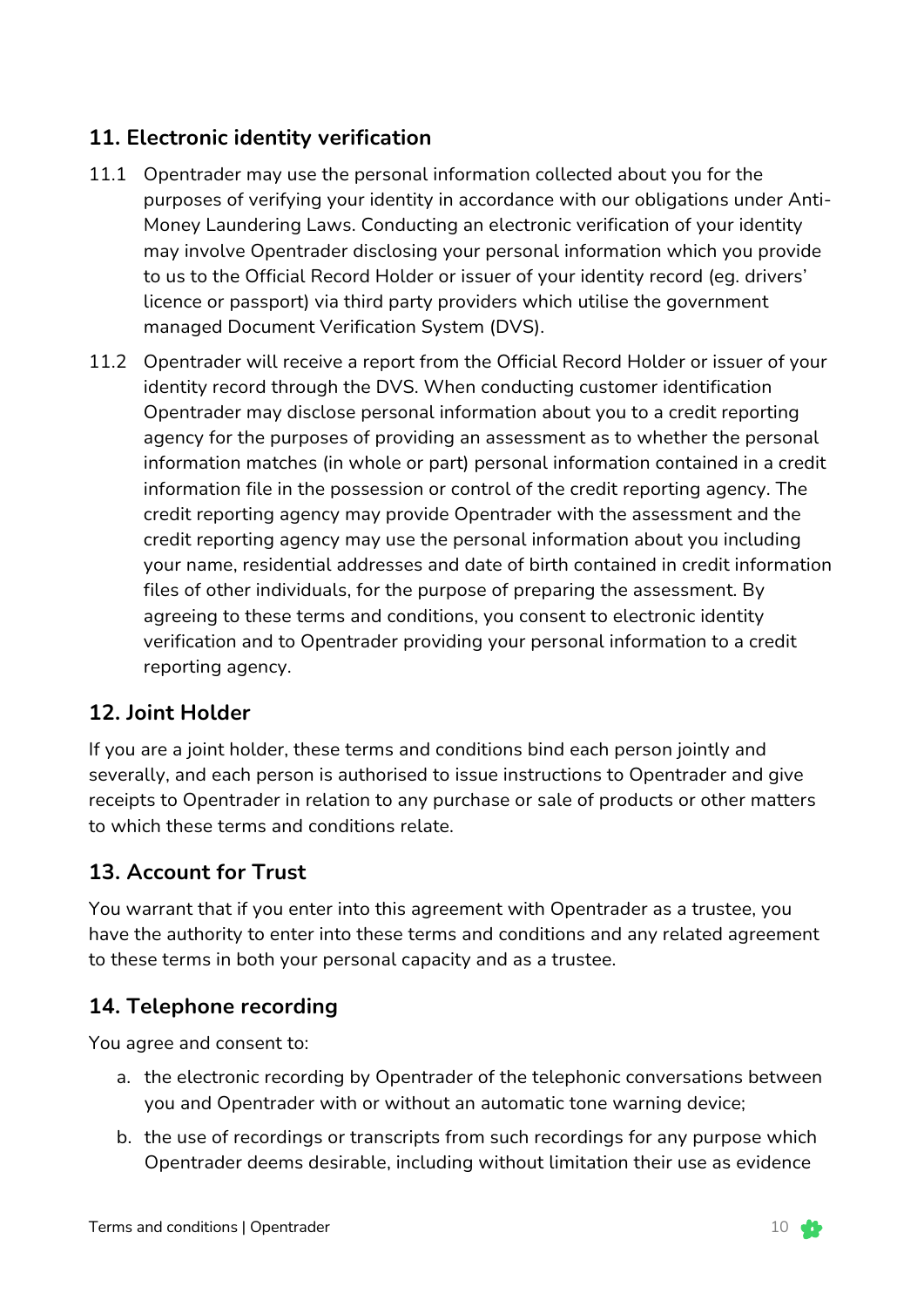## 11. Electronic identity verification

11.1 Opentrader may use the personal information collected about you for the purposes of verifying your identity in accordance with our obligations under Anti-Money Laundering Laws. Conducting an electronic verification of your identity may involve Opentrader disclosing your personal information which you provide to us to the Official Record Holder or issuer of your identity record (eg. drivers' licence or passport) via third party providers which utilise the government managed Document Verification System (DVS).

11.2 Opentrader will receive a report from the Official Record Holder or issuer of your identity record through the DVS. When conducting customer identification Opentrader may disclose personal information about you to a credit reporting agency for the purposes of providing an assessment as to whether the personal information matches (in whole or part) personal information contained in a credit information file in the possession or control of the credit reporting agency. The credit reporting agency may provide Opentrader with the assessment and the credit reporting agency may use the personal information about you including your name, residential addresses and date of birth contained in credit information files of other individuals, for the purpose of preparing the assessment. By agreeing to these terms and conditions, you consent to electronic identity verification and to Opentrader providing your personal information to a credit reporting agency.

## 12. Joint Holder

If you are a joint holder, these terms and conditions bind each person jointly and severally, and each person is authorised to issue instructions to Opentrader and give receipts to Opentrader in relation to any purchase or sale of products or other matters to which these terms and conditions relate.

## 13. Account for Trust

You warrant that if you enter into this agreement with Opentrader as a trustee, you have the authority to enter into these terms and conditions and any related agreement to these terms in both your personal capacity and as a trustee.

## 14. Telephone recording

You agree and consent to:

a. the electronic recording by Opentrader of the telephonic conversations between you and Opentrader with or without an automatic tone warning device;

b. the use of recordings or transcripts from such recordings for any purpose which Opentrader deems desirable, including without limitation their use as evidence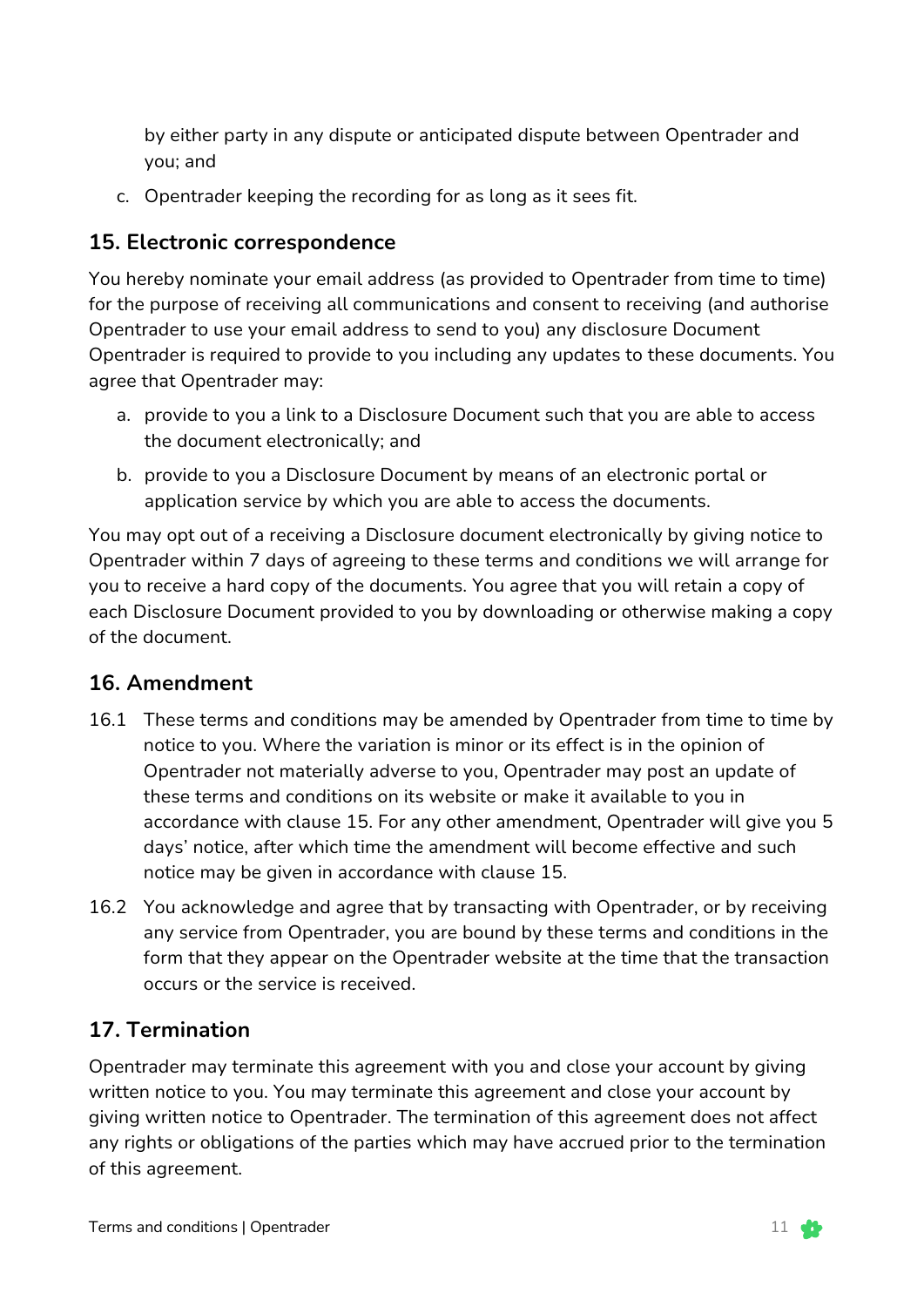by either party in any dispute or anticipated dispute between Opentrader and you; and

c. Opentrader keeping the recording for as long as it sees fit.

## 15. Electronic correspondence

You hereby nominate your email address (as provided to Opentrader from time to time) for the purpose of receiving all communications and consent to receiving (and authorise Opentrader to use your email address to send to you) any disclosure Document Opentrader is required to provide to you including any updates to these documents. You agree that Opentrader may:

a. provide to you a link to a Disclosure Document such that you are able to access the document electronically; and

b. provide to you a Disclosure Document by means of an electronic portal or application service by which you are able to access the documents.

You may opt out of a receiving a Disclosure document electronically by giving notice to Opentrader within 7 days of agreeing to these terms and conditions we will arrange for you to receive a hard copy of the documents. You agree that you will retain a copy of each Disclosure Document provided to you by downloading or otherwise making a copy of the document.

## 16. Amendment

16.1 These terms and conditions may be amended by Opentrader from time to time by notice to you. Where the variation is minor or its effect is in the opinion of Opentrader not materially adverse to you, Opentrader may post an update of these terms and conditions on its website or make it available to you in accordance with clause 15. For any other amendment, Opentrader will give you 5 days' notice, after which time the amendment will become effective and such notice may be given in accordance with clause 15.

16.2 You acknowledge and agree that by transacting with Opentrader, or by receiving any service from Opentrader, you are bound by these terms and conditions in the form that they appear on the Opentrader website at the time that the transaction occurs or the service is received.

## 17. Termination

Opentrader may terminate this agreement with you and close your account by giving written notice to you. You may terminate this agreement and close your account by giving written notice to Opentrader. The termination of this agreement does not affect any rights or obligations of the parties which may have accrued prior to the termination of this agreement.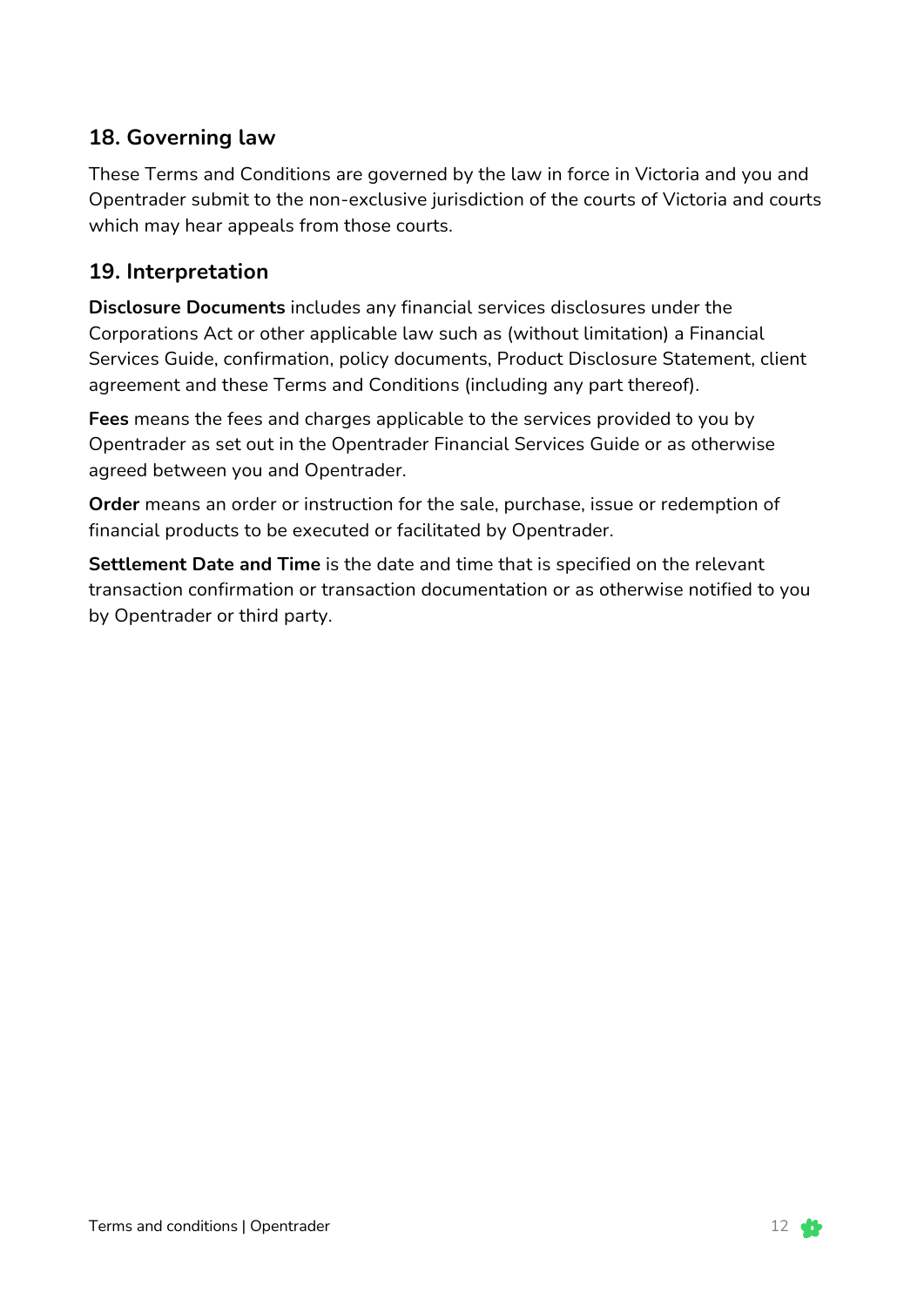## 18. Governing law

These Terms and Conditions are governed by the law in force in Victoria and you and Opentrader submit to the non-exclusive jurisdiction of the courts of Victoria and courts which may hear appeals from those courts.

## 19. Interpretation

**Disclosure Documents** includes any financial services disclosures under the Corporations Act or other applicable law such as (without limitation) a Financial Services Guide, confirmation, policy documents, Product Disclosure Statement, client agreement and these Terms and Conditions (including any part thereof).

**Fees** means the fees and charges applicable to the services provided to you by Opentrader as set out in the Opentrader Financial Services Guide or as otherwise agreed between you and Opentrader.

**Order** means an order or instruction for the sale, purchase, issue or redemption of financial products to be executed or facilitated by Opentrader.

**Settlement Date and Time** is the date and time that is specified on the relevant transaction confirmation or transaction documentation or as otherwise notified to you by Opentrader or third party.